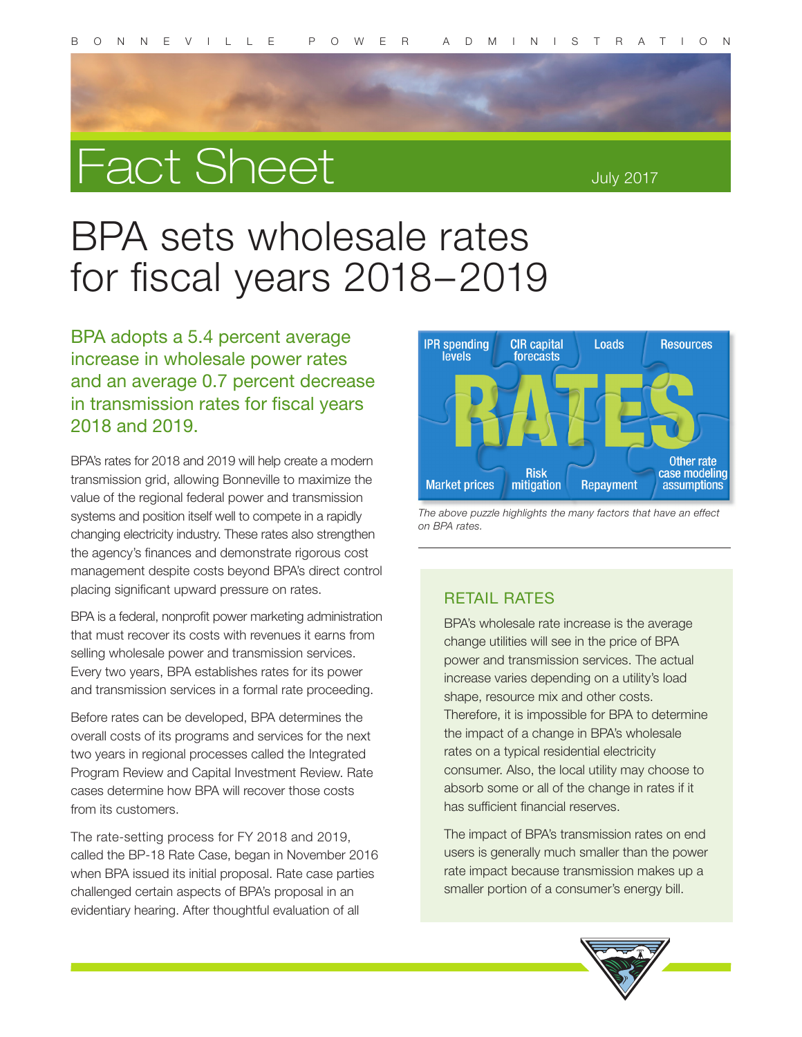# Fact Sheet

July 2017

# BPA sets wholesale rates for fiscal years 2018–2019

## BPA adopts a 5.4 percent average increase in wholesale power rates and an average 0.7 percent decrease in transmission rates for fiscal years 2018 and 2019.

BPA's rates for 2018 and 2019 will help create a modern transmission grid, allowing Bonneville to maximize the value of the regional federal power and transmission systems and position itself well to compete in a rapidly changing electricity industry. These rates also strengthen the agency's finances and demonstrate rigorous cost management despite costs beyond BPA's direct control placing significant upward pressure on rates.

BPA is a federal, nonprofit power marketing administration that must recover its costs with revenues it earns from selling wholesale power and transmission services. Every two years, BPA establishes rates for its power and transmission services in a formal rate proceeding.

Before rates can be developed, BPA determines the overall costs of its programs and services for the next two years in regional processes called the Integrated Program Review and Capital Investment Review. Rate cases determine how BPA will recover those costs from its customers.

The rate-setting process for FY 2018 and 2019, called the BP-18 Rate Case, began in November 2016 when BPA issued its initial proposal. Rate case parties challenged certain aspects of BPA's proposal in an evidentiary hearing. After thoughtful evaluation of all

*The above puzzle highlights the many factors that have an effect on BPA rates.*

### RETAIL RATES

BPA's wholesale rate increase is the average change utilities will see in the price of BPA power and transmission services. The actual increase varies depending on a utility's load shape, resource mix and other costs. Therefore, it is impossible for BPA to determine the impact of a change in BPA's wholesale rates on a typical residential electricity consumer. Also, the local utility may choose to absorb some or all of the change in rates if it has sufficient financial reserves.

The impact of BPA's transmission rates on end users is generally much smaller than the power rate impact because transmission makes up a smaller portion of a consumer's energy bill.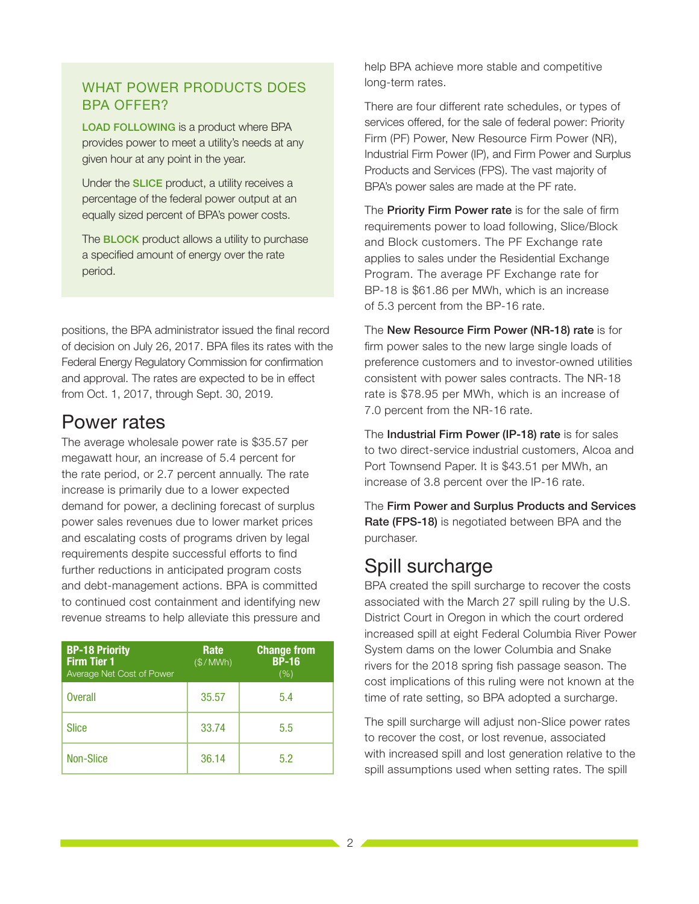### WHAT POWER PRODUCTS DOES BPA OFFER?

**LOAD FOLLOWING** is a product where BPA provides power to meet a utility's needs at any given hour at any point in the year.

Under the **SLICE** product, a utility receives a percentage of the federal power output at an equally sized percent of BPA's power costs.

The **BLOCK** product allows a utility to purchase a specified amount of energy over the rate period.

positions, the BPA administrator issued the final record of decision on July 26, 2017. BPA files its rates with the Federal Energy Regulatory Commission for confirmation and approval. The rates are expected to be in effect from Oct. 1, 2017, through Sept. 30, 2019.

## Power rates

The average wholesale power rate is $35.57 per megawatt hour, an increase of 5.4 percent for the rate period, or 2.7 percent annually. The rate increase is primarily due to a lower expected demand for power, a declining forecast of surplus power sales revenues due to lower market prices and escalating costs of programs driven by legal requirements despite successful efforts to find further reductions in anticipated program costs and debt-management actions. BPA is committed to continued cost containment and identifying new revenue streams to help alleviate this pressure and help BPA achieve more stable and competitive long-term rates.

| BP-18 Priority Firm Tier 1 Average Net Cost of Power | Rate ($/MWh) | Change from BP-16 (%) |
| --- | --- | --- |
| Overall | 35.57 | 5.4 |
| Slice | 33.74 | 5.5 |
| Non-Slice | 36.14 | 5.2 |

There are four different rate schedules, or types of services offered, for the sale of federal power: Priority Firm (PF) Power, New Resource Firm Power (NR), Industrial Firm Power (IP), and Firm Power and Surplus Products and Services (FPS). The vast majority of BPA's power sales are made at the PF rate.

The **Priority Firm Power rate** is for the sale of firm requirements power to load following, Slice/Block and Block customers. The PF Exchange rate applies to sales under the Residential Exchange Program. The average PF Exchange rate for BP-18 is $61.86 per MWh, which is an increase of 5.3 percent from the BP-16 rate.

The **New Resource Firm Power (NR-18) rate** is for firm power sales to the new large single loads of preference customers and to investor-owned utilities consistent with power sales contracts. The NR-18 rate is $78.95 per MWh, which is an increase of 7.0 percent from the NR-16 rate.

The **Industrial Firm Power (IP-18) rate** is for sales to two direct-service industrial customers, Alcoa and Port Townsend Paper. It is $43.51 per MWh, an increase of 3.8 percent over the IP-16 rate.

The **Firm Power and Surplus Products and Services Rate (FPS-18)** is negotiated between BPA and the purchaser.

## Spill surcharge

BPA created the spill surcharge to recover the costs associated with the March 27 spill ruling by the U.S. District Court in Oregon in which the court ordered increased spill at eight Federal Columbia River Power System dams on the lower Columbia and Snake rivers for the 2018 spring fish passage season. The cost implications of this ruling were not known at the time of rate setting, so BPA adopted a surcharge.

The spill surcharge will adjust non-Slice power rates to recover the cost, or lost revenue, associated with increased spill and lost generation relative to the spill assumptions used when setting rates. The spill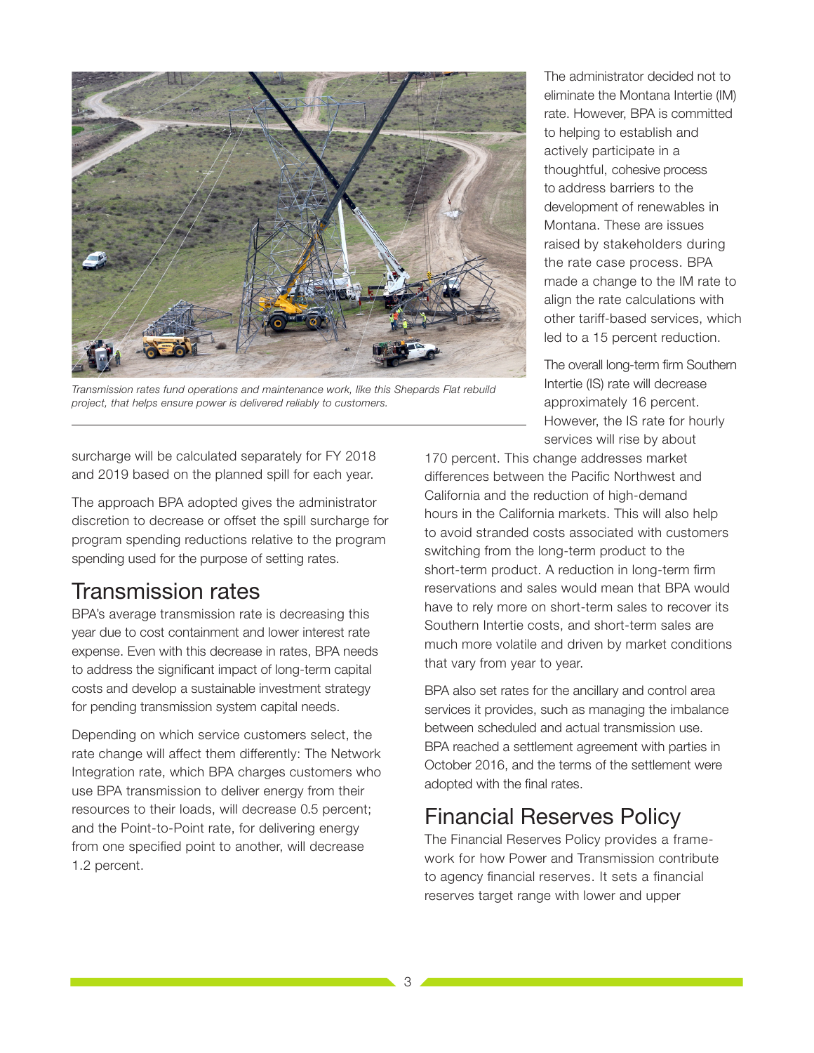Transmission rates fund operations and maintenance work, like this Shepards Flat rebuild project, that helps ensure power is delivered reliably to customers.

surcharge will be calculated separately for FY 2018 and 2019 based on the planned spill for each year.

The approach BPA adopted gives the administrator discretion to decrease or offset the spill surcharge for program spending reductions relative to the program spending used for the purpose of setting rates.

## Transmission rates

BPA's average transmission rate is decreasing this year due to cost containment and lower interest rate expense. Even with this decrease in rates, BPA needs to address the significant impact of long-term capital costs and develop a sustainable investment strategy for pending transmission system capital needs.

Depending on which service customers select, the rate change will affect them differently: The Network Integration rate, which BPA charges customers who use BPA transmission to deliver energy from their resources to their loads, will decrease 0.5 percent; and the Point-to-Point rate, for delivering energy from one specified point to another, will decrease 1.2 percent.

The administrator decided not to eliminate the Montana Intertie (IM) rate. However, BPA is committed to helping to establish and actively participate in a thoughtful, cohesive process to address barriers to the development of renewables in Montana. These are issues raised by stakeholders during the rate case process. BPA made a change to the IM rate to align the rate calculations with other tariff-based services, which led to a 15 percent reduction.

The overall long-term firm Southern Intertie (IS) rate will decrease approximately 16 percent. However, the IS rate for hourly services will rise by about 170 percent. This change addresses market differences between the Pacific Northwest and California and the reduction of high-demand hours in the California markets. This will also help to avoid stranded costs associated with customers switching from the long-term product to the short-term product. A reduction in long-term firm reservations and sales would mean that BPA would have to rely more on short-term sales to recover its Southern Intertie costs, and short-term sales are much more volatile and driven by market conditions that vary from year to year.

BPA also set rates for the ancillary and control area services it provides, such as managing the imbalance between scheduled and actual transmission use. BPA reached a settlement agreement with parties in October 2016, and the terms of the settlement were adopted with the final rates.

## Financial Reserves Policy

The Financial Reserves Policy provides a framework for how Power and Transmission contribute to agency financial reserves. It sets a financial reserves target range with lower and upper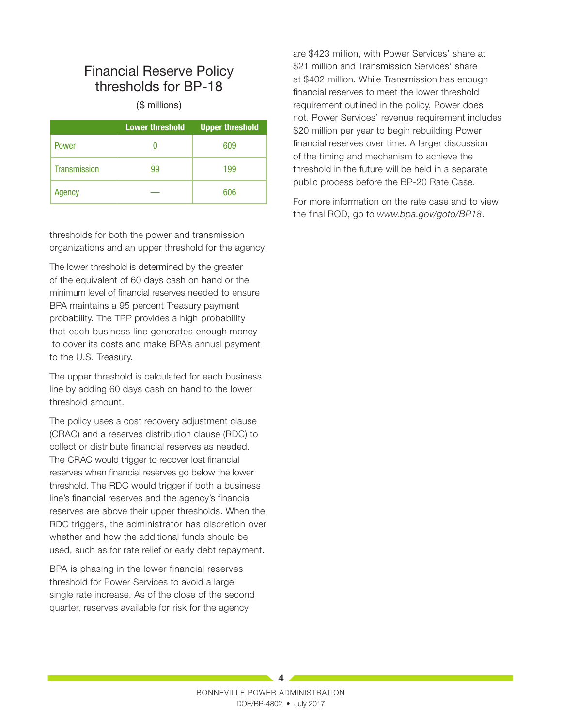## Financial Reserve Policy thresholds for BP-18

($ millions)

| | Lower threshold | Upper threshold |
|---|---|---|
| Power | 0 | 609 |
| Transmission | 99 | 199 |
| Agency | — | 606 |

thresholds for both the power and transmission organizations and an upper threshold for the agency.

The lower threshold is determined by the greater of the equivalent of 60 days cash on hand or the minimum level of financial reserves needed to ensure BPA maintains a 95 percent Treasury payment probability. The TPP provides a high probability that each business line generates enough money to cover its costs and make BPA's annual payment to the U.S. Treasury.

The upper threshold is calculated for each business line by adding 60 days cash on hand to the lower threshold amount.

The policy uses a cost recovery adjustment clause (CRAC) and a reserves distribution clause (RDC) to collect or distribute financial reserves as needed. The CRAC would trigger to recover lost financial reserves when financial reserves go below the lower threshold. The RDC would trigger if both a business line's financial reserves and the agency's financial reserves are above their upper thresholds. When the RDC triggers, the administrator has discretion over whether and how the additional funds should be used, such as for rate relief or early debt repayment.

BPA is phasing in the lower financial reserves threshold for Power Services to avoid a large single rate increase. As of the close of the second quarter, reserves available for risk for the agency are $423 million, with Power Services' share at $21 million and Transmission Services' share at $402 million. While Transmission has enough financial reserves to meet the lower threshold requirement outlined in the policy, Power does not. Power Services' revenue requirement includes $20 million per year to begin rebuilding Power financial reserves over time. A larger discussion of the timing and mechanism to achieve the threshold in the future will be held in a separate public process before the BP-20 Rate Case.

For more information on the rate case and to view the final ROD, go to *www.bpa.gov/goto/BP18*.